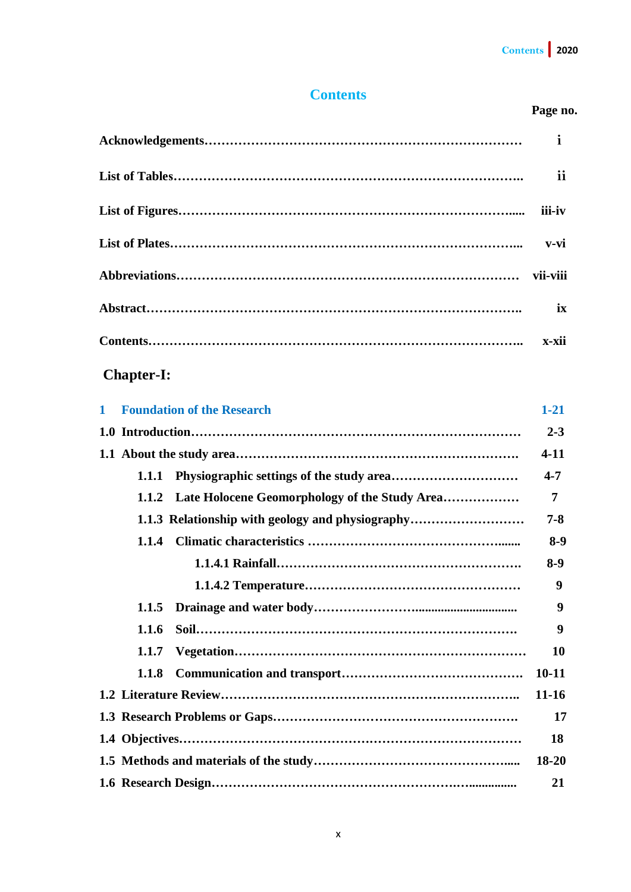# Contents

| | Page no. |
|---|---|
| **Acknowledgements** | **i** |
| **List of Tables** | **ii** |
| **List of Figures** | **iii-iv** |
| **List of Plates** | **v-vi** |
| **Abbreviations** | **vii-viii** |
| **Abstract** | **ix** |
| **Contents** | **x-xii** |

## Chapter-I:

| | |
|---|---|
| **1 Foundation of the Research** | **1-21** |
| **1.0 Introduction** | **2-3** |
| **1.1 About the study area** | **4-11** |
| **1.1.1 Physiographic settings of the study area** | **4-7** |
| **1.1.2 Late Holocene Geomorphology of the Study Area** | **7** |
| **1.1.3 Relationship with geology and physiography** | **7-8** |
| **1.1.4 Climatic characteristics** | **8-9** |
| **1.1.4.1 Rainfall** | **8-9** |
| **1.1.4.2 Temperature** | **9** |
| **1.1.5 Drainage and water body** | **9** |
| **1.1.6 Soil** | **9** |
| **1.1.7 Vegetation** | **10** |
| **1.1.8 Communication and transport** | **10-11** |
| **1.2 Literature Review** | **11-16** |
| **1.3 Research Problems or Gaps** | **17** |
| **1.4 Objectives** | **18** |
| **1.5 Methods and materials of the study** | **18-20** |
| **1.6 Research Design** | **21** |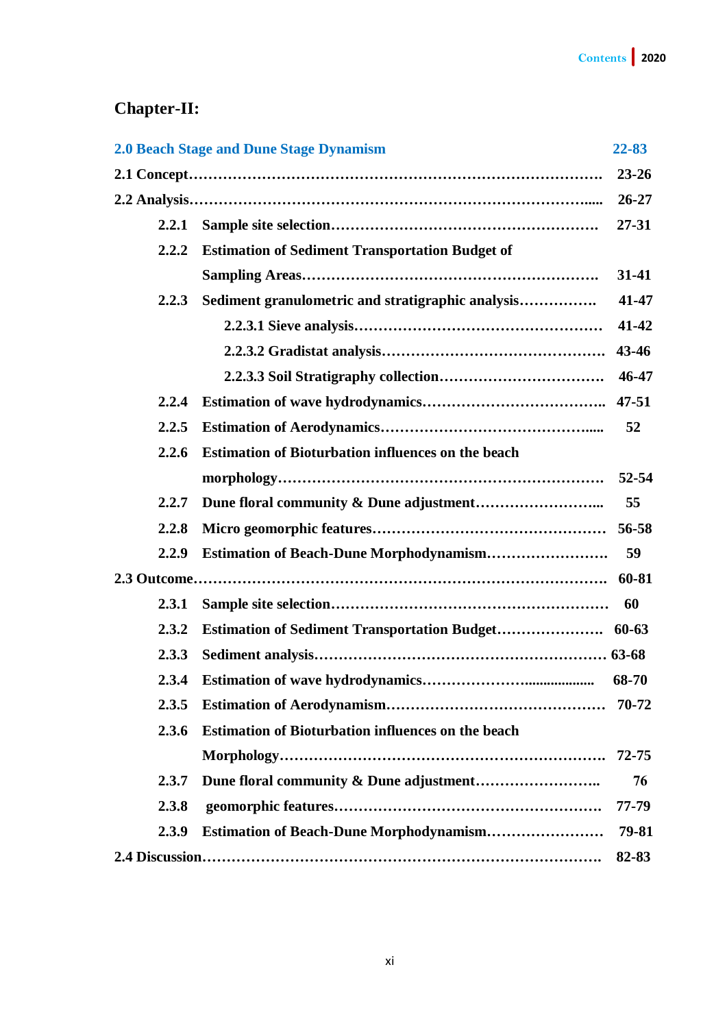## Chapter-II:

| | | |
|---|---|---|
| **2.0 Beach Stage and Dune Stage Dynamism** | | **22-83** |
| **2.1 Concept** | | **23-26** |
| **2.2 Analysis** | | **26-27** |
| **2.2.1** | **Sample site selection** | **27-31** |
| **2.2.2** | **Estimation of Sediment Transportation Budget of Sampling Areas** | **31-41** |
| **2.2.3** | **Sediment granulometric and stratigraphic analysis** | **41-47** |
| | **2.2.3.1 Sieve analysis** | **41-42** |
| | **2.2.3.2 Gradistat analysis** | **43-46** |
| | **2.2.3.3 Soil Stratigraphy collection** | **46-47** |
| **2.2.4** | **Estimation of wave hydrodynamics** | **47-51** |
| **2.2.5** | **Estimation of Aerodynamics** | **52** |
| **2.2.6** | **Estimation of Bioturbation influences on the beach morphology** | **52-54** |
| **2.2.7** | **Dune floral community & Dune adjustment** | **55** |
| **2.2.8** | **Micro geomorphic features** | **56-58** |
| **2.2.9** | **Estimation of Beach-Dune Morphodynamism** | **59** |
| **2.3 Outcome** | | **60-81** |
| **2.3.1** | **Sample site selection** | **60** |
| **2.3.2** | **Estimation of Sediment Transportation Budget** | **60-63** |
| **2.3.3** | **Sediment analysis** | **63-68** |
| **2.3.4** | **Estimation of wave hydrodynamics** | **68-70** |
| **2.3.5** | **Estimation of Aerodynamism** | **70-72** |
| **2.3.6** | **Estimation of Bioturbation influences on the beach Morphology** | **72-75** |
| **2.3.7** | **Dune floral community & Dune adjustment** | **76** |
| **2.3.8** | **geomorphic features** | **77-79** |
| **2.3.9** | **Estimation of Beach-Dune Morphodynamism** | **79-81** |
| **2.4 Discussion** | | **82-83** |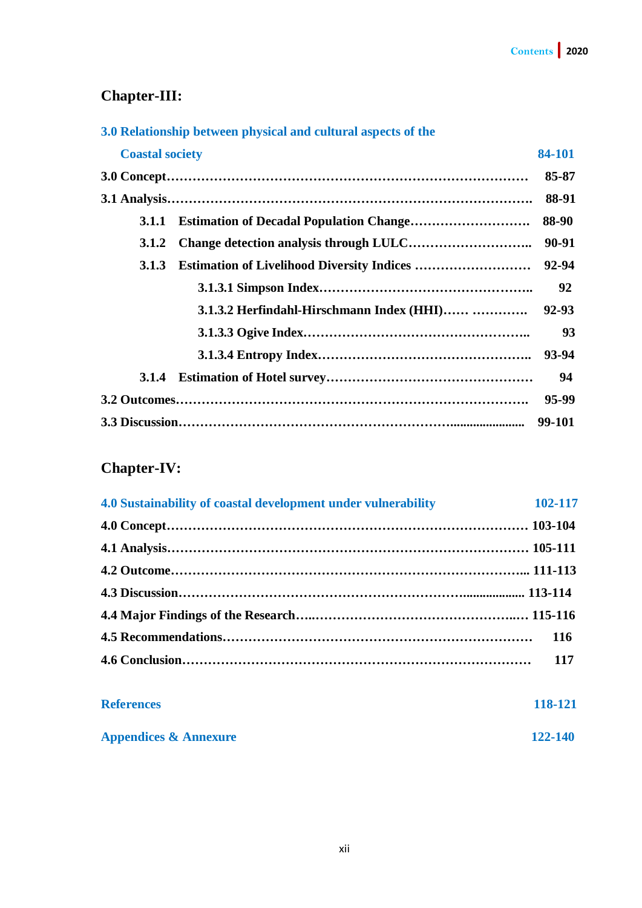## Chapter-III:

**3.0 Relationship between physical and cultural aspects of the Coastal society** **84-101**

**3.0 Concept…………………………………………………………………………… 85-87**

**3.1 Analysis……………………………………………………………………………. 88-91**

- **3.1.1 Estimation of Decadal Population Change……………………… 88-90**
- **3.1.2 Change detection analysis through LULC……………………….. 90-91**
- **3.1.3 Estimation of Livelihood Diversity Indices …………………….. 92-94**
  - **3.1.3.1 Simpson Index…………………………………………….. 92**
  - **3.1.3.2 Herfindahl-Hirschmann Index (HHI)…… …………. 92-93**
  - **3.1.3.3 Ogive Index……………………………………………... 93**
  - **3.1.3.4 Entropy Index…………………………………………….. 93-94**
- **3.1.4 Estimation of Hotel survey………………………………………… 94**

**3.2 Outcomes………………………………………………………………………. 95-99**

**3.3 Discussion…………………………………………………………........................ 99-101**

## Chapter-IV:

**4.0 Sustainability of coastal development under vulnerability** **102-117**

**4.0 Concept…………………………………………………………………………… 103-104**

**4.1 Analysis…………………………………………………………………………… 105-111**

**4.2 Outcome………………………………………………………………………….. 111-113**

**4.3 Discussion…………………………………………………………................... 113-114**

**4.4 Major Findings of the Research…...…………………………………………..… 115-116**

**4.5 Recommendations……………………………………………………………… 116**

**4.6 Conclusion………………………………………………………………………… 117**

**References** **118-121**

**Appendices & Annexure** **122-140**